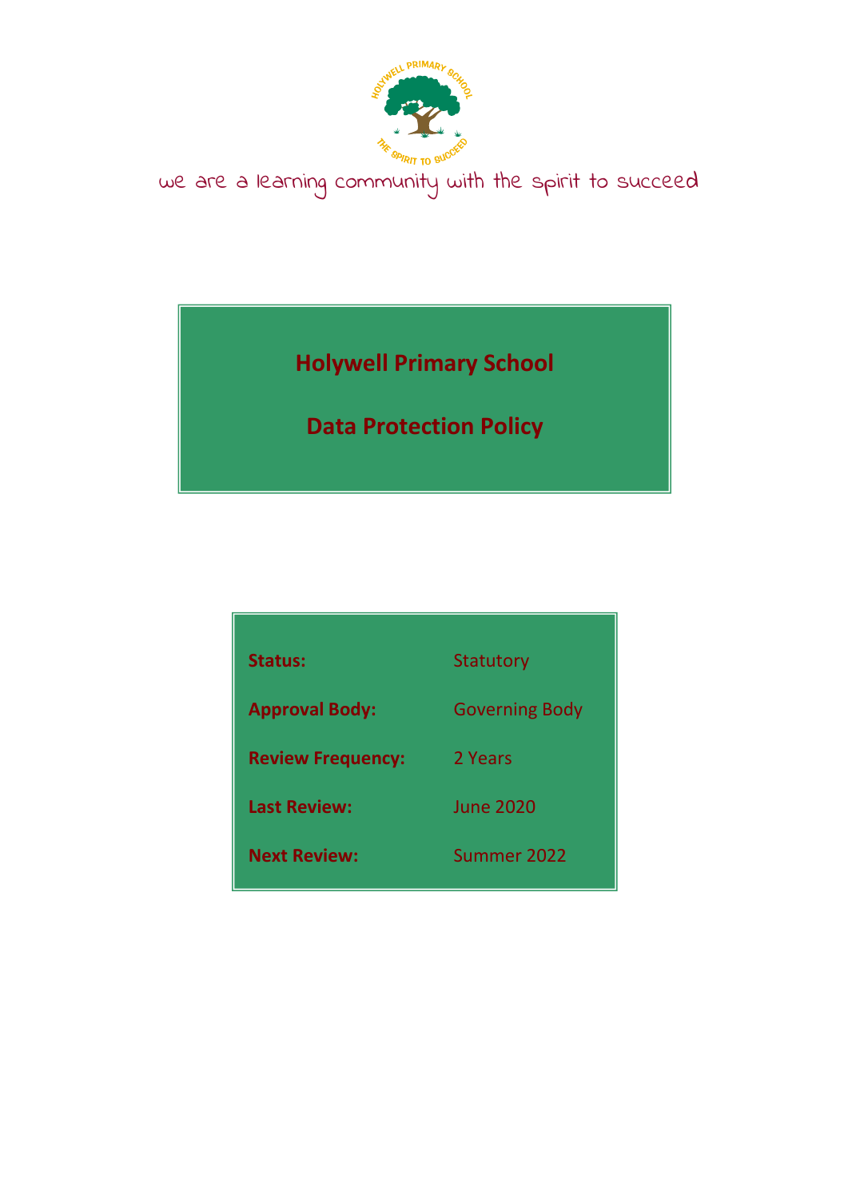we are a learning community with the spirit to succeed

# Holywell Primary School

# Data Protection Policy

| | |
|---|---|
| **Status:** | Statutory |
| **Approval Body:** | Governing Body |
| **Review Frequency:** | 2 Years |
| **Last Review:** | June 2020 |
| **Next Review:** | Summer 2022 |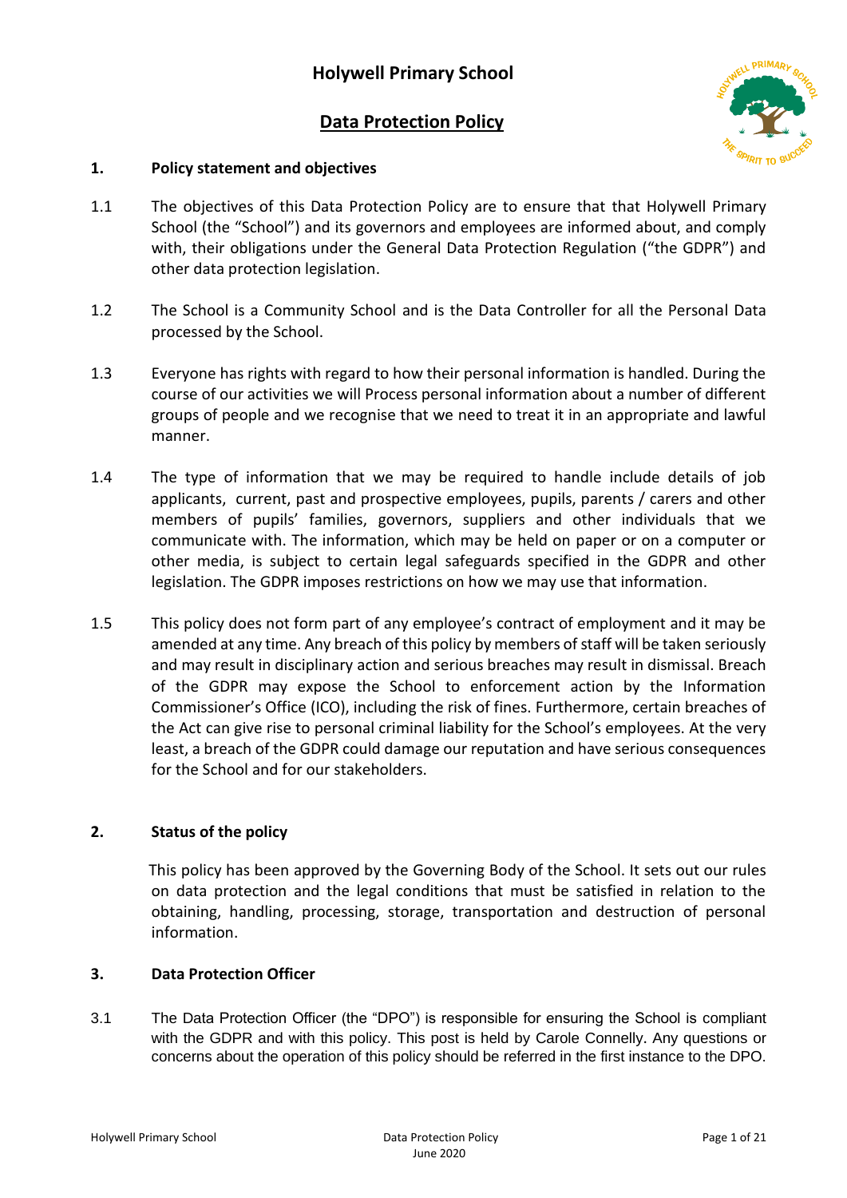# Holywell Primary School

## Data Protection Policy

### 1. Policy statement and objectives

1.1 The objectives of this Data Protection Policy are to ensure that that Holywell Primary School (the "School") and its governors and employees are informed about, and comply with, their obligations under the General Data Protection Regulation ("the GDPR") and other data protection legislation.

1.2 The School is a Community School and is the Data Controller for all the Personal Data processed by the School.

1.3 Everyone has rights with regard to how their personal information is handled. During the course of our activities we will Process personal information about a number of different groups of people and we recognise that we need to treat it in an appropriate and lawful manner.

1.4 The type of information that we may be required to handle include details of job applicants, current, past and prospective employees, pupils, parents / carers and other members of pupils' families, governors, suppliers and other individuals that we communicate with. The information, which may be held on paper or on a computer or other media, is subject to certain legal safeguards specified in the GDPR and other legislation. The GDPR imposes restrictions on how we may use that information.

1.5 This policy does not form part of any employee's contract of employment and it may be amended at any time. Any breach of this policy by members of staff will be taken seriously and may result in disciplinary action and serious breaches may result in dismissal. Breach of the GDPR may expose the School to enforcement action by the Information Commissioner's Office (ICO), including the risk of fines. Furthermore, certain breaches of the Act can give rise to personal criminal liability for the School's employees. At the very least, a breach of the GDPR could damage our reputation and have serious consequences for the School and for our stakeholders.

### 2. Status of the policy

This policy has been approved by the Governing Body of the School. It sets out our rules on data protection and the legal conditions that must be satisfied in relation to the obtaining, handling, processing, storage, transportation and destruction of personal information.

### 3. Data Protection Officer

3.1 The Data Protection Officer (the "DPO") is responsible for ensuring the School is compliant with the GDPR and with this policy. This post is held by Carole Connelly. Any questions or concerns about the operation of this policy should be referred in the first instance to the DPO.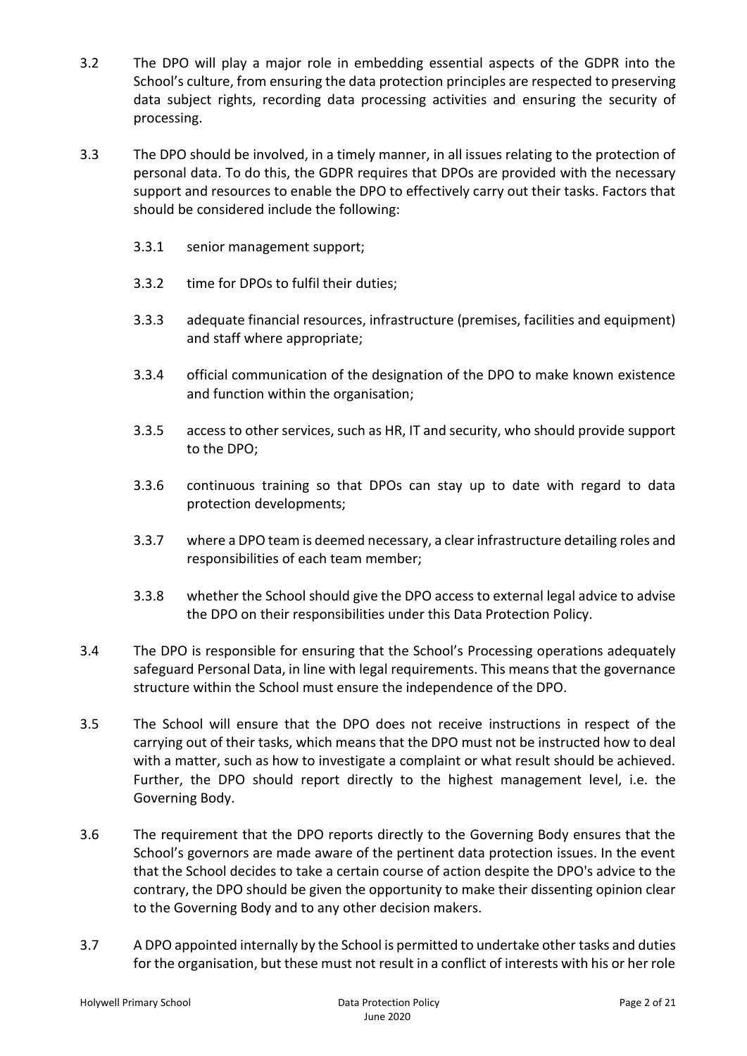3.2 The DPO will play a major role in embedding essential aspects of the GDPR into the School's culture, from ensuring the data protection principles are respected to preserving data subject rights, recording data processing activities and ensuring the security of processing.

3.3 The DPO should be involved, in a timely manner, in all issues relating to the protection of personal data. To do this, the GDPR requires that DPOs are provided with the necessary support and resources to enable the DPO to effectively carry out their tasks. Factors that should be considered include the following:

3.3.1 senior management support;

3.3.2 time for DPOs to fulfil their duties;

3.3.3 adequate financial resources, infrastructure (premises, facilities and equipment) and staff where appropriate;

3.3.4 official communication of the designation of the DPO to make known existence and function within the organisation;

3.3.5 access to other services, such as HR, IT and security, who should provide support to the DPO;

3.3.6 continuous training so that DPOs can stay up to date with regard to data protection developments;

3.3.7 where a DPO team is deemed necessary, a clear infrastructure detailing roles and responsibilities of each team member;

3.3.8 whether the School should give the DPO access to external legal advice to advise the DPO on their responsibilities under this Data Protection Policy.

3.4 The DPO is responsible for ensuring that the School's Processing operations adequately safeguard Personal Data, in line with legal requirements. This means that the governance structure within the School must ensure the independence of the DPO.

3.5 The School will ensure that the DPO does not receive instructions in respect of the carrying out of their tasks, which means that the DPO must not be instructed how to deal with a matter, such as how to investigate a complaint or what result should be achieved. Further, the DPO should report directly to the highest management level, i.e. the Governing Body.

3.6 The requirement that the DPO reports directly to the Governing Body ensures that the School's governors are made aware of the pertinent data protection issues. In the event that the School decides to take a certain course of action despite the DPO's advice to the contrary, the DPO should be given the opportunity to make their dissenting opinion clear to the Governing Body and to any other decision makers.

3.7 A DPO appointed internally by the School is permitted to undertake other tasks and duties for the organisation, but these must not result in a conflict of interests with his or her role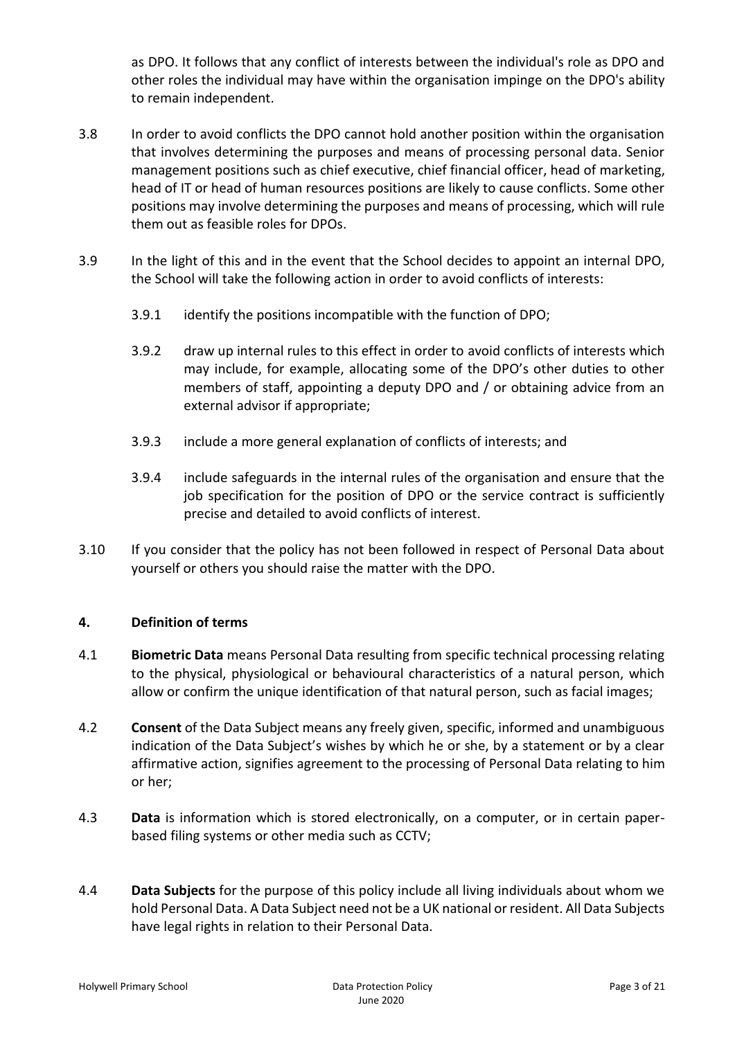as DPO. It follows that any conflict of interests between the individual's role as DPO and other roles the individual may have within the organisation impinge on the DPO's ability to remain independent.

3.8 In order to avoid conflicts the DPO cannot hold another position within the organisation that involves determining the purposes and means of processing personal data. Senior management positions such as chief executive, chief financial officer, head of marketing, head of IT or head of human resources positions are likely to cause conflicts. Some other positions may involve determining the purposes and means of processing, which will rule them out as feasible roles for DPOs.

3.9 In the light of this and in the event that the School decides to appoint an internal DPO, the School will take the following action in order to avoid conflicts of interests:

3.9.1 identify the positions incompatible with the function of DPO;

3.9.2 draw up internal rules to this effect in order to avoid conflicts of interests which may include, for example, allocating some of the DPO's other duties to other members of staff, appointing a deputy DPO and / or obtaining advice from an external advisor if appropriate;

3.9.3 include a more general explanation of conflicts of interests; and

3.9.4 include safeguards in the internal rules of the organisation and ensure that the job specification for the position of DPO or the service contract is sufficiently precise and detailed to avoid conflicts of interest.

3.10 If you consider that the policy has not been followed in respect of Personal Data about yourself or others you should raise the matter with the DPO.

## 4. Definition of terms

4.1 **Biometric Data** means Personal Data resulting from specific technical processing relating to the physical, physiological or behavioural characteristics of a natural person, which allow or confirm the unique identification of that natural person, such as facial images;

4.2 **Consent** of the Data Subject means any freely given, specific, informed and unambiguous indication of the Data Subject's wishes by which he or she, by a statement or by a clear affirmative action, signifies agreement to the processing of Personal Data relating to him or her;

4.3 **Data** is information which is stored electronically, on a computer, or in certain paper-based filing systems or other media such as CCTV;

4.4 **Data Subjects** for the purpose of this policy include all living individuals about whom we hold Personal Data. A Data Subject need not be a UK national or resident. All Data Subjects have legal rights in relation to their Personal Data.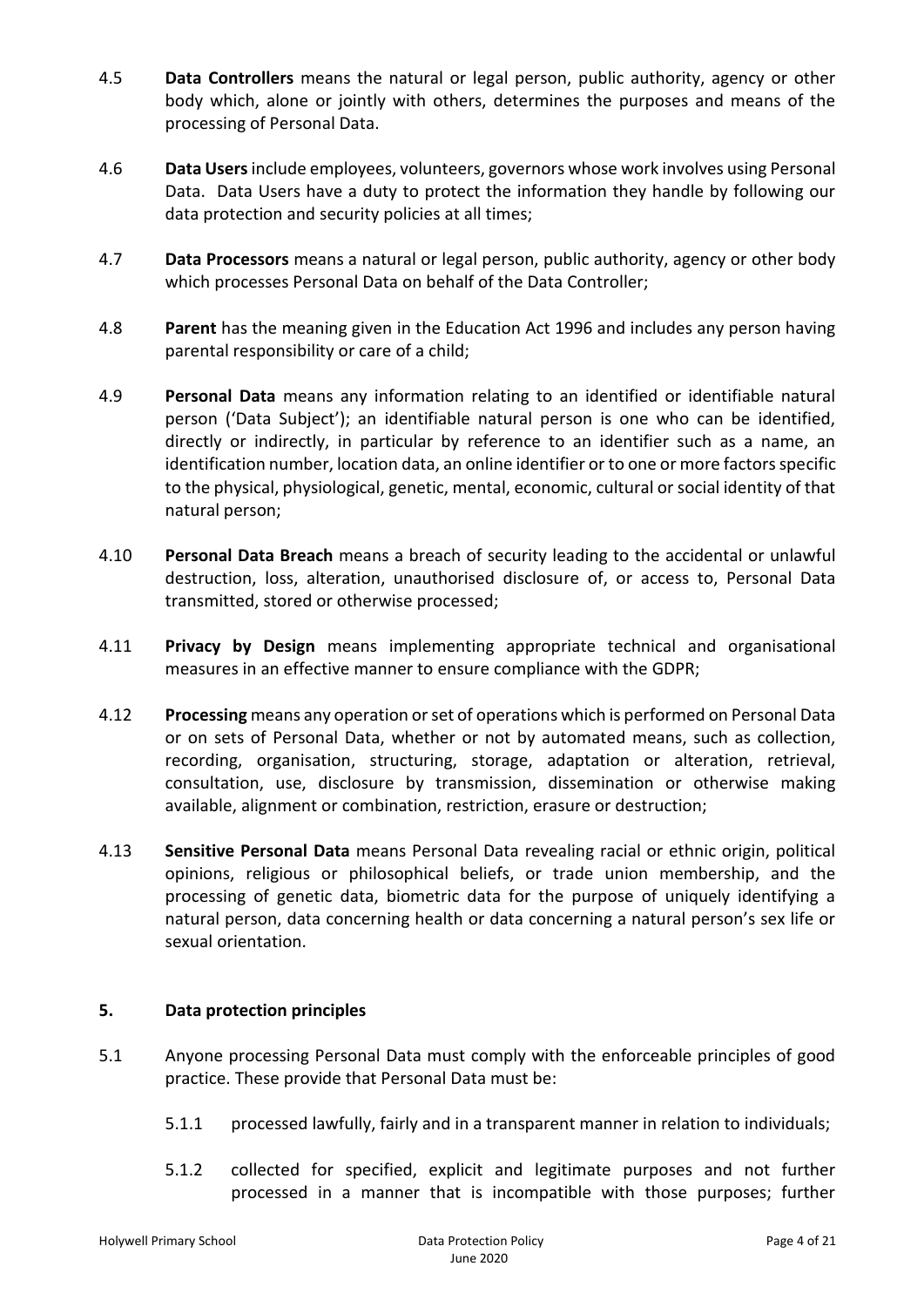4.5 **Data Controllers** means the natural or legal person, public authority, agency or other body which, alone or jointly with others, determines the purposes and means of the processing of Personal Data.

4.6 **Data Users** include employees, volunteers, governors whose work involves using Personal Data. Data Users have a duty to protect the information they handle by following our data protection and security policies at all times;

4.7 **Data Processors** means a natural or legal person, public authority, agency or other body which processes Personal Data on behalf of the Data Controller;

4.8 **Parent** has the meaning given in the Education Act 1996 and includes any person having parental responsibility or care of a child;

4.9 **Personal Data** means any information relating to an identified or identifiable natural person ('Data Subject'); an identifiable natural person is one who can be identified, directly or indirectly, in particular by reference to an identifier such as a name, an identification number, location data, an online identifier or to one or more factors specific to the physical, physiological, genetic, mental, economic, cultural or social identity of that natural person;

4.10 **Personal Data Breach** means a breach of security leading to the accidental or unlawful destruction, loss, alteration, unauthorised disclosure of, or access to, Personal Data transmitted, stored or otherwise processed;

4.11 **Privacy by Design** means implementing appropriate technical and organisational measures in an effective manner to ensure compliance with the GDPR;

4.12 **Processing** means any operation or set of operations which is performed on Personal Data or on sets of Personal Data, whether or not by automated means, such as collection, recording, organisation, structuring, storage, adaptation or alteration, retrieval, consultation, use, disclosure by transmission, dissemination or otherwise making available, alignment or combination, restriction, erasure or destruction;

4.13 **Sensitive Personal Data** means Personal Data revealing racial or ethnic origin, political opinions, religious or philosophical beliefs, or trade union membership, and the processing of genetic data, biometric data for the purpose of uniquely identifying a natural person, data concerning health or data concerning a natural person's sex life or sexual orientation.

## 5. Data protection principles

5.1 Anyone processing Personal Data must comply with the enforceable principles of good practice. These provide that Personal Data must be:

5.1.1 processed lawfully, fairly and in a transparent manner in relation to individuals;

5.1.2 collected for specified, explicit and legitimate purposes and not further processed in a manner that is incompatible with those purposes; further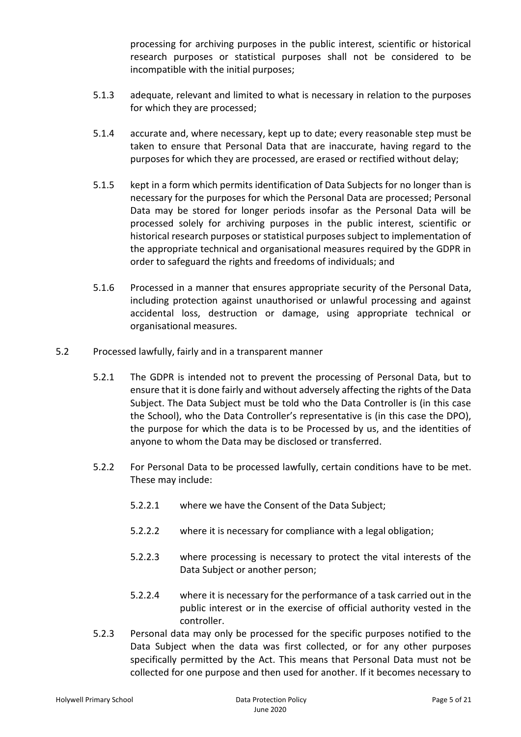processing for archiving purposes in the public interest, scientific or historical research purposes or statistical purposes shall not be considered to be incompatible with the initial purposes;

5.1.3 adequate, relevant and limited to what is necessary in relation to the purposes for which they are processed;

5.1.4 accurate and, where necessary, kept up to date; every reasonable step must be taken to ensure that Personal Data that are inaccurate, having regard to the purposes for which they are processed, are erased or rectified without delay;

5.1.5 kept in a form which permits identification of Data Subjects for no longer than is necessary for the purposes for which the Personal Data are processed; Personal Data may be stored for longer periods insofar as the Personal Data will be processed solely for archiving purposes in the public interest, scientific or historical research purposes or statistical purposes subject to implementation of the appropriate technical and organisational measures required by the GDPR in order to safeguard the rights and freedoms of individuals; and

5.1.6 Processed in a manner that ensures appropriate security of the Personal Data, including protection against unauthorised or unlawful processing and against accidental loss, destruction or damage, using appropriate technical or organisational measures.

5.2 Processed lawfully, fairly and in a transparent manner

5.2.1 The GDPR is intended not to prevent the processing of Personal Data, but to ensure that it is done fairly and without adversely affecting the rights of the Data Subject. The Data Subject must be told who the Data Controller is (in this case the School), who the Data Controller's representative is (in this case the DPO), the purpose for which the data is to be Processed by us, and the identities of anyone to whom the Data may be disclosed or transferred.

5.2.2 For Personal Data to be processed lawfully, certain conditions have to be met. These may include:

5.2.2.1 where we have the Consent of the Data Subject;

5.2.2.2 where it is necessary for compliance with a legal obligation;

5.2.2.3 where processing is necessary to protect the vital interests of the Data Subject or another person;

5.2.2.4 where it is necessary for the performance of a task carried out in the public interest or in the exercise of official authority vested in the controller.

5.2.3 Personal data may only be processed for the specific purposes notified to the Data Subject when the data was first collected, or for any other purposes specifically permitted by the Act. This means that Personal Data must not be collected for one purpose and then used for another. If it becomes necessary to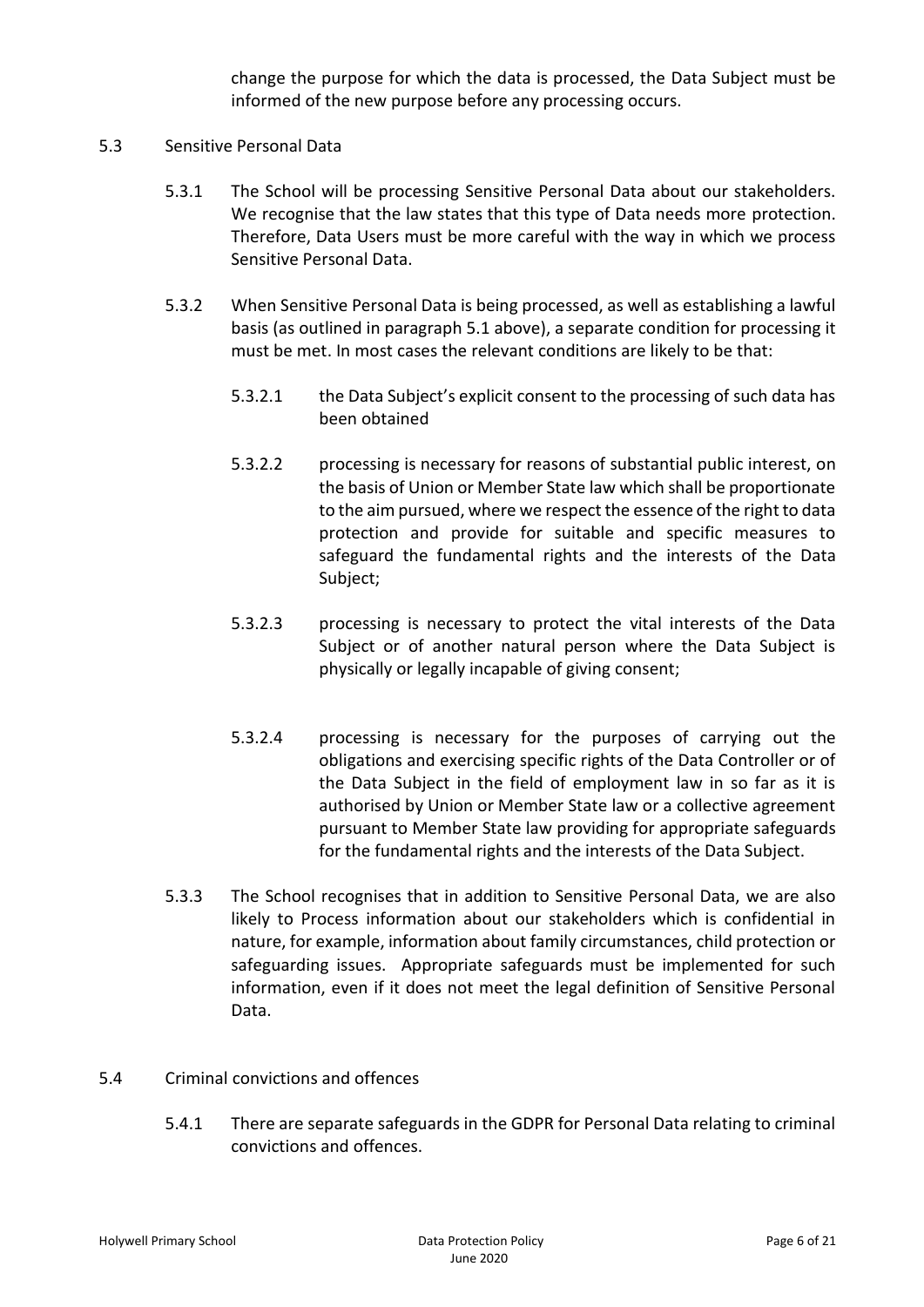change the purpose for which the data is processed, the Data Subject must be informed of the new purpose before any processing occurs.

5.3 Sensitive Personal Data

5.3.1 The School will be processing Sensitive Personal Data about our stakeholders. We recognise that the law states that this type of Data needs more protection. Therefore, Data Users must be more careful with the way in which we process Sensitive Personal Data.

5.3.2 When Sensitive Personal Data is being processed, as well as establishing a lawful basis (as outlined in paragraph 5.1 above), a separate condition for processing it must be met. In most cases the relevant conditions are likely to be that:

5.3.2.1 the Data Subject's explicit consent to the processing of such data has been obtained

5.3.2.2 processing is necessary for reasons of substantial public interest, on the basis of Union or Member State law which shall be proportionate to the aim pursued, where we respect the essence of the right to data protection and provide for suitable and specific measures to safeguard the fundamental rights and the interests of the Data Subject;

5.3.2.3 processing is necessary to protect the vital interests of the Data Subject or of another natural person where the Data Subject is physically or legally incapable of giving consent;

5.3.2.4 processing is necessary for the purposes of carrying out the obligations and exercising specific rights of the Data Controller or of the Data Subject in the field of employment law in so far as it is authorised by Union or Member State law or a collective agreement pursuant to Member State law providing for appropriate safeguards for the fundamental rights and the interests of the Data Subject.

5.3.3 The School recognises that in addition to Sensitive Personal Data, we are also likely to Process information about our stakeholders which is confidential in nature, for example, information about family circumstances, child protection or safeguarding issues. Appropriate safeguards must be implemented for such information, even if it does not meet the legal definition of Sensitive Personal Data.

5.4 Criminal convictions and offences

5.4.1 There are separate safeguards in the GDPR for Personal Data relating to criminal convictions and offences.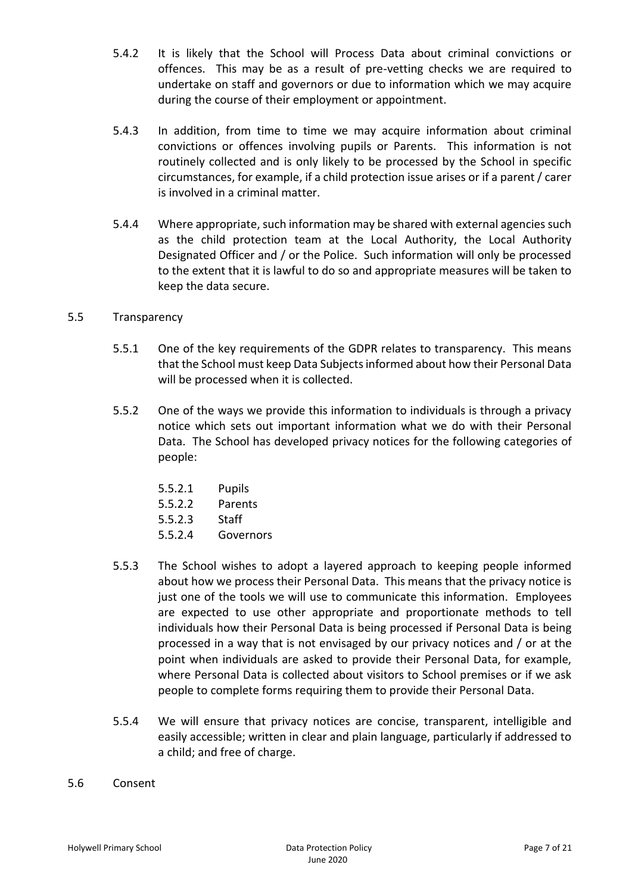5.4.2 It is likely that the School will Process Data about criminal convictions or offences. This may be as a result of pre-vetting checks we are required to undertake on staff and governors or due to information which we may acquire during the course of their employment or appointment.

5.4.3 In addition, from time to time we may acquire information about criminal convictions or offences involving pupils or Parents. This information is not routinely collected and is only likely to be processed by the School in specific circumstances, for example, if a child protection issue arises or if a parent / carer is involved in a criminal matter.

5.4.4 Where appropriate, such information may be shared with external agencies such as the child protection team at the Local Authority, the Local Authority Designated Officer and / or the Police. Such information will only be processed to the extent that it is lawful to do so and appropriate measures will be taken to keep the data secure.

5.5 Transparency

5.5.1 One of the key requirements of the GDPR relates to transparency. This means that the School must keep Data Subjects informed about how their Personal Data will be processed when it is collected.

5.5.2 One of the ways we provide this information to individuals is through a privacy notice which sets out important information what we do with their Personal Data. The School has developed privacy notices for the following categories of people:

5.5.2.1 Pupils
5.5.2.2 Parents
5.5.2.3 Staff
5.5.2.4 Governors

5.5.3 The School wishes to adopt a layered approach to keeping people informed about how we process their Personal Data. This means that the privacy notice is just one of the tools we will use to communicate this information. Employees are expected to use other appropriate and proportionate methods to tell individuals how their Personal Data is being processed if Personal Data is being processed in a way that is not envisaged by our privacy notices and / or at the point when individuals are asked to provide their Personal Data, for example, where Personal Data is collected about visitors to School premises or if we ask people to complete forms requiring them to provide their Personal Data.

5.5.4 We will ensure that privacy notices are concise, transparent, intelligible and easily accessible; written in clear and plain language, particularly if addressed to a child; and free of charge.

5.6 Consent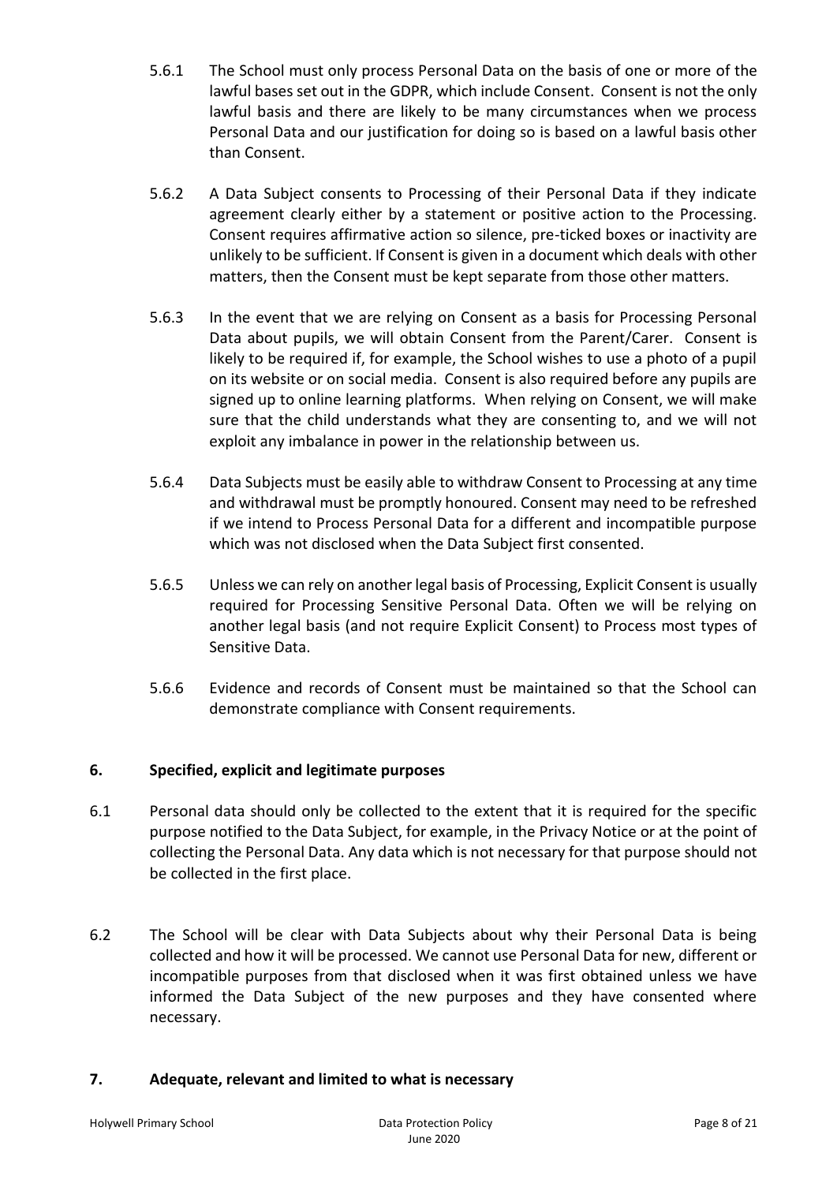5.6.1 The School must only process Personal Data on the basis of one or more of the lawful bases set out in the GDPR, which include Consent. Consent is not the only lawful basis and there are likely to be many circumstances when we process Personal Data and our justification for doing so is based on a lawful basis other than Consent.

5.6.2 A Data Subject consents to Processing of their Personal Data if they indicate agreement clearly either by a statement or positive action to the Processing. Consent requires affirmative action so silence, pre-ticked boxes or inactivity are unlikely to be sufficient. If Consent is given in a document which deals with other matters, then the Consent must be kept separate from those other matters.

5.6.3 In the event that we are relying on Consent as a basis for Processing Personal Data about pupils, we will obtain Consent from the Parent/Carer. Consent is likely to be required if, for example, the School wishes to use a photo of a pupil on its website or on social media. Consent is also required before any pupils are signed up to online learning platforms. When relying on Consent, we will make sure that the child understands what they are consenting to, and we will not exploit any imbalance in power in the relationship between us.

5.6.4 Data Subjects must be easily able to withdraw Consent to Processing at any time and withdrawal must be promptly honoured. Consent may need to be refreshed if we intend to Process Personal Data for a different and incompatible purpose which was not disclosed when the Data Subject first consented.

5.6.5 Unless we can rely on another legal basis of Processing, Explicit Consent is usually required for Processing Sensitive Personal Data. Often we will be relying on another legal basis (and not require Explicit Consent) to Process most types of Sensitive Data.

5.6.6 Evidence and records of Consent must be maintained so that the School can demonstrate compliance with Consent requirements.

## 6. Specified, explicit and legitimate purposes

6.1 Personal data should only be collected to the extent that it is required for the specific purpose notified to the Data Subject, for example, in the Privacy Notice or at the point of collecting the Personal Data. Any data which is not necessary for that purpose should not be collected in the first place.

6.2 The School will be clear with Data Subjects about why their Personal Data is being collected and how it will be processed. We cannot use Personal Data for new, different or incompatible purposes from that disclosed when it was first obtained unless we have informed the Data Subject of the new purposes and they have consented where necessary.

## 7. Adequate, relevant and limited to what is necessary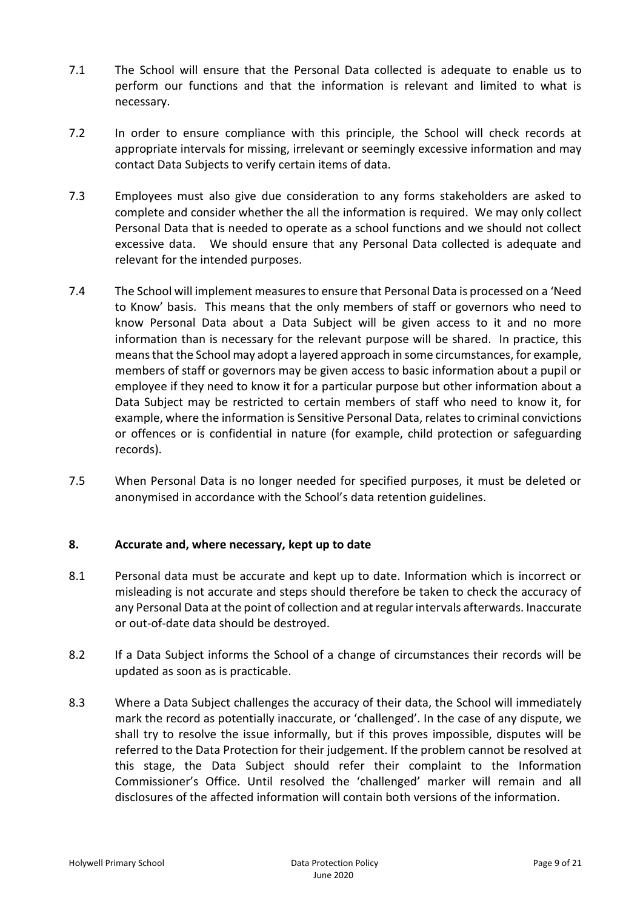7.1 The School will ensure that the Personal Data collected is adequate to enable us to perform our functions and that the information is relevant and limited to what is necessary.

7.2 In order to ensure compliance with this principle, the School will check records at appropriate intervals for missing, irrelevant or seemingly excessive information and may contact Data Subjects to verify certain items of data.

7.3 Employees must also give due consideration to any forms stakeholders are asked to complete and consider whether the all the information is required. We may only collect Personal Data that is needed to operate as a school functions and we should not collect excessive data. We should ensure that any Personal Data collected is adequate and relevant for the intended purposes.

7.4 The School will implement measures to ensure that Personal Data is processed on a 'Need to Know' basis. This means that the only members of staff or governors who need to know Personal Data about a Data Subject will be given access to it and no more information than is necessary for the relevant purpose will be shared. In practice, this means that the School may adopt a layered approach in some circumstances, for example, members of staff or governors may be given access to basic information about a pupil or employee if they need to know it for a particular purpose but other information about a Data Subject may be restricted to certain members of staff who need to know it, for example, where the information is Sensitive Personal Data, relates to criminal convictions or offences or is confidential in nature (for example, child protection or safeguarding records).

7.5 When Personal Data is no longer needed for specified purposes, it must be deleted or anonymised in accordance with the School's data retention guidelines.

## 8. Accurate and, where necessary, kept up to date

8.1 Personal data must be accurate and kept up to date. Information which is incorrect or misleading is not accurate and steps should therefore be taken to check the accuracy of any Personal Data at the point of collection and at regular intervals afterwards. Inaccurate or out-of-date data should be destroyed.

8.2 If a Data Subject informs the School of a change of circumstances their records will be updated as soon as is practicable.

8.3 Where a Data Subject challenges the accuracy of their data, the School will immediately mark the record as potentially inaccurate, or 'challenged'. In the case of any dispute, we shall try to resolve the issue informally, but if this proves impossible, disputes will be referred to the Data Protection for their judgement. If the problem cannot be resolved at this stage, the Data Subject should refer their complaint to the Information Commissioner's Office. Until resolved the 'challenged' marker will remain and all disclosures of the affected information will contain both versions of the information.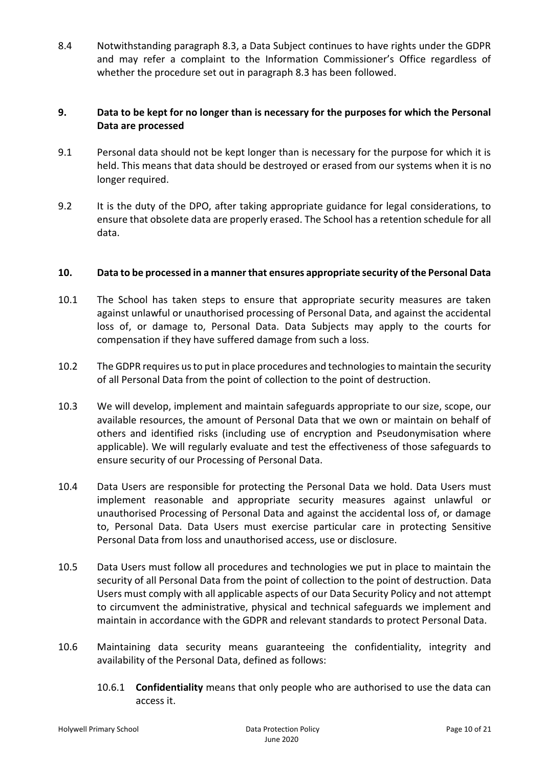8.4 Notwithstanding paragraph 8.3, a Data Subject continues to have rights under the GDPR and may refer a complaint to the Information Commissioner's Office regardless of whether the procedure set out in paragraph 8.3 has been followed.

## 9. Data to be kept for no longer than is necessary for the purposes for which the Personal Data are processed

9.1 Personal data should not be kept longer than is necessary for the purpose for which it is held. This means that data should be destroyed or erased from our systems when it is no longer required.

9.2 It is the duty of the DPO, after taking appropriate guidance for legal considerations, to ensure that obsolete data are properly erased. The School has a retention schedule for all data.

## 10. Data to be processed in a manner that ensures appropriate security of the Personal Data

10.1 The School has taken steps to ensure that appropriate security measures are taken against unlawful or unauthorised processing of Personal Data, and against the accidental loss of, or damage to, Personal Data. Data Subjects may apply to the courts for compensation if they have suffered damage from such a loss.

10.2 The GDPR requires us to put in place procedures and technologies to maintain the security of all Personal Data from the point of collection to the point of destruction.

10.3 We will develop, implement and maintain safeguards appropriate to our size, scope, our available resources, the amount of Personal Data that we own or maintain on behalf of others and identified risks (including use of encryption and Pseudonymisation where applicable). We will regularly evaluate and test the effectiveness of those safeguards to ensure security of our Processing of Personal Data.

10.4 Data Users are responsible for protecting the Personal Data we hold. Data Users must implement reasonable and appropriate security measures against unlawful or unauthorised Processing of Personal Data and against the accidental loss of, or damage to, Personal Data. Data Users must exercise particular care in protecting Sensitive Personal Data from loss and unauthorised access, use or disclosure.

10.5 Data Users must follow all procedures and technologies we put in place to maintain the security of all Personal Data from the point of collection to the point of destruction. Data Users must comply with all applicable aspects of our Data Security Policy and not attempt to circumvent the administrative, physical and technical safeguards we implement and maintain in accordance with the GDPR and relevant standards to protect Personal Data.

10.6 Maintaining data security means guaranteeing the confidentiality, integrity and availability of the Personal Data, defined as follows:

10.6.1 **Confidentiality** means that only people who are authorised to use the data can access it.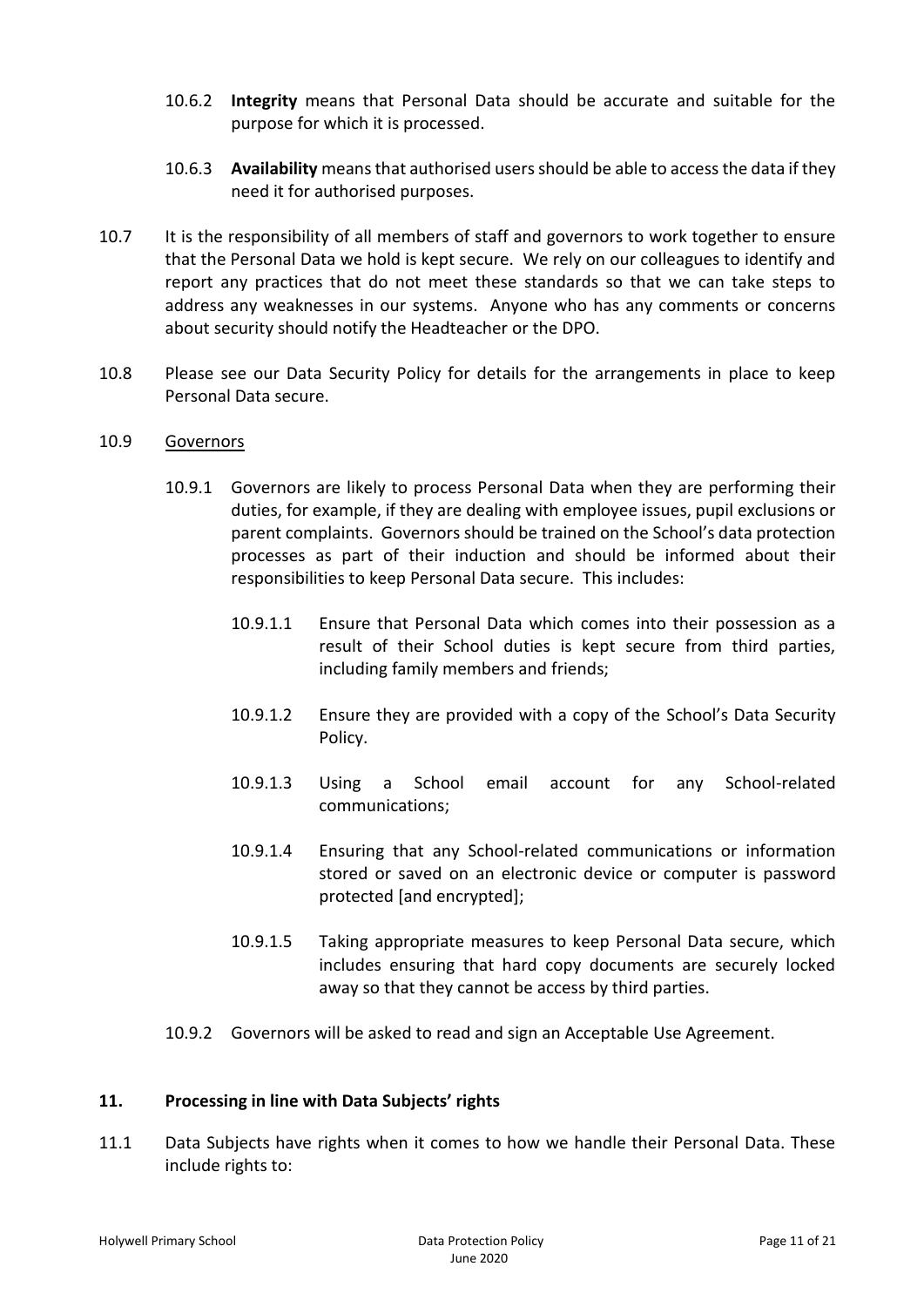10.6.2 **Integrity** means that Personal Data should be accurate and suitable for the purpose for which it is processed.

10.6.3 **Availability** means that authorised users should be able to access the data if they need it for authorised purposes.

10.7 It is the responsibility of all members of staff and governors to work together to ensure that the Personal Data we hold is kept secure. We rely on our colleagues to identify and report any practices that do not meet these standards so that we can take steps to address any weaknesses in our systems. Anyone who has any comments or concerns about security should notify the Headteacher or the DPO.

10.8 Please see our Data Security Policy for details for the arrangements in place to keep Personal Data secure.

10.9 Governors

10.9.1 Governors are likely to process Personal Data when they are performing their duties, for example, if they are dealing with employee issues, pupil exclusions or parent complaints. Governors should be trained on the School's data protection processes as part of their induction and should be informed about their responsibilities to keep Personal Data secure. This includes:

10.9.1.1 Ensure that Personal Data which comes into their possession as a result of their School duties is kept secure from third parties, including family members and friends;

10.9.1.2 Ensure they are provided with a copy of the School's Data Security Policy.

10.9.1.3 Using a School email account for any School-related communications;

10.9.1.4 Ensuring that any School-related communications or information stored or saved on an electronic device or computer is password protected [and encrypted];

10.9.1.5 Taking appropriate measures to keep Personal Data secure, which includes ensuring that hard copy documents are securely locked away so that they cannot be access by third parties.

10.9.2 Governors will be asked to read and sign an Acceptable Use Agreement.

## 11. Processing in line with Data Subjects' rights

11.1 Data Subjects have rights when it comes to how we handle their Personal Data. These include rights to: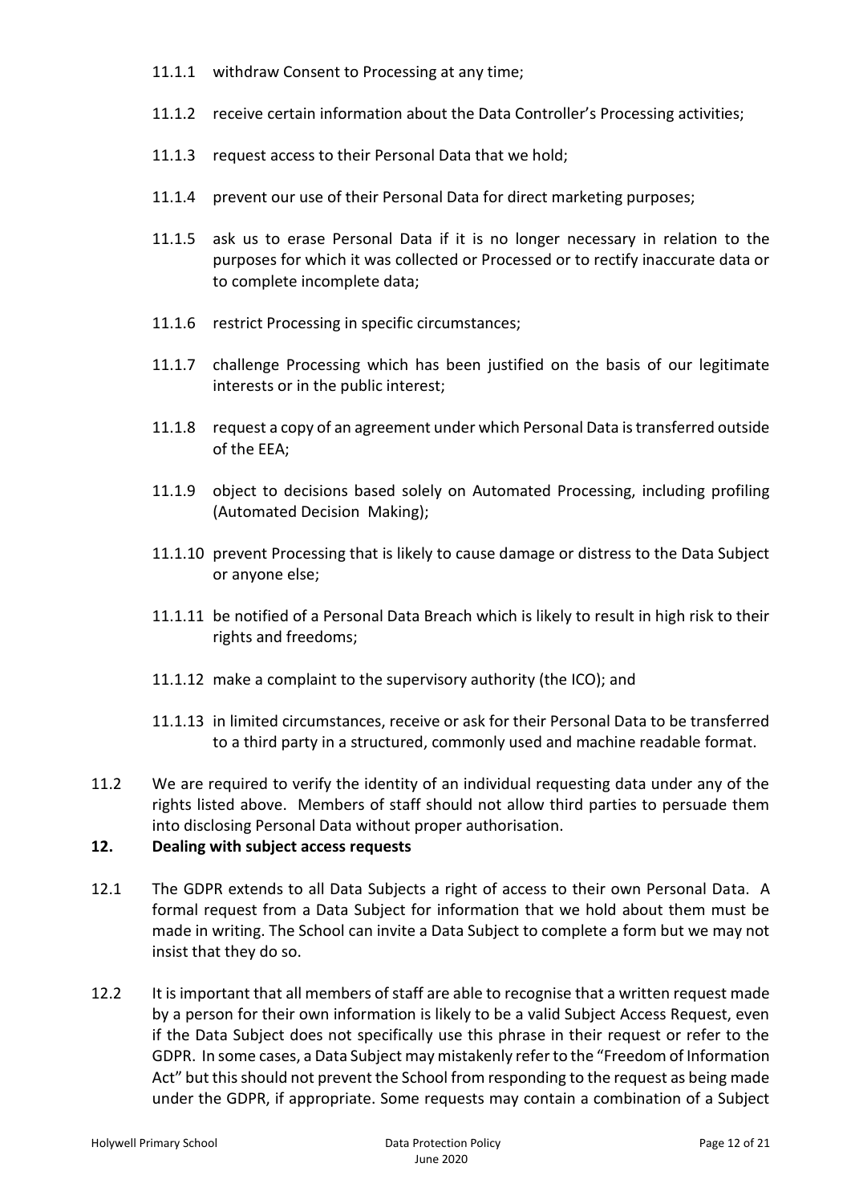11.1.1 withdraw Consent to Processing at any time;

11.1.2 receive certain information about the Data Controller's Processing activities;

11.1.3 request access to their Personal Data that we hold;

11.1.4 prevent our use of their Personal Data for direct marketing purposes;

11.1.5 ask us to erase Personal Data if it is no longer necessary in relation to the purposes for which it was collected or Processed or to rectify inaccurate data or to complete incomplete data;

11.1.6 restrict Processing in specific circumstances;

11.1.7 challenge Processing which has been justified on the basis of our legitimate interests or in the public interest;

11.1.8 request a copy of an agreement under which Personal Data is transferred outside of the EEA;

11.1.9 object to decisions based solely on Automated Processing, including profiling (Automated Decision Making);

11.1.10 prevent Processing that is likely to cause damage or distress to the Data Subject or anyone else;

11.1.11 be notified of a Personal Data Breach which is likely to result in high risk to their rights and freedoms;

11.1.12 make a complaint to the supervisory authority (the ICO); and

11.1.13 in limited circumstances, receive or ask for their Personal Data to be transferred to a third party in a structured, commonly used and machine readable format.

11.2 We are required to verify the identity of an individual requesting data under any of the rights listed above. Members of staff should not allow third parties to persuade them into disclosing Personal Data without proper authorisation.

## 12. Dealing with subject access requests

12.1 The GDPR extends to all Data Subjects a right of access to their own Personal Data. A formal request from a Data Subject for information that we hold about them must be made in writing. The School can invite a Data Subject to complete a form but we may not insist that they do so.

12.2 It is important that all members of staff are able to recognise that a written request made by a person for their own information is likely to be a valid Subject Access Request, even if the Data Subject does not specifically use this phrase in their request or refer to the GDPR. In some cases, a Data Subject may mistakenly refer to the "Freedom of Information Act" but this should not prevent the School from responding to the request as being made under the GDPR, if appropriate. Some requests may contain a combination of a Subject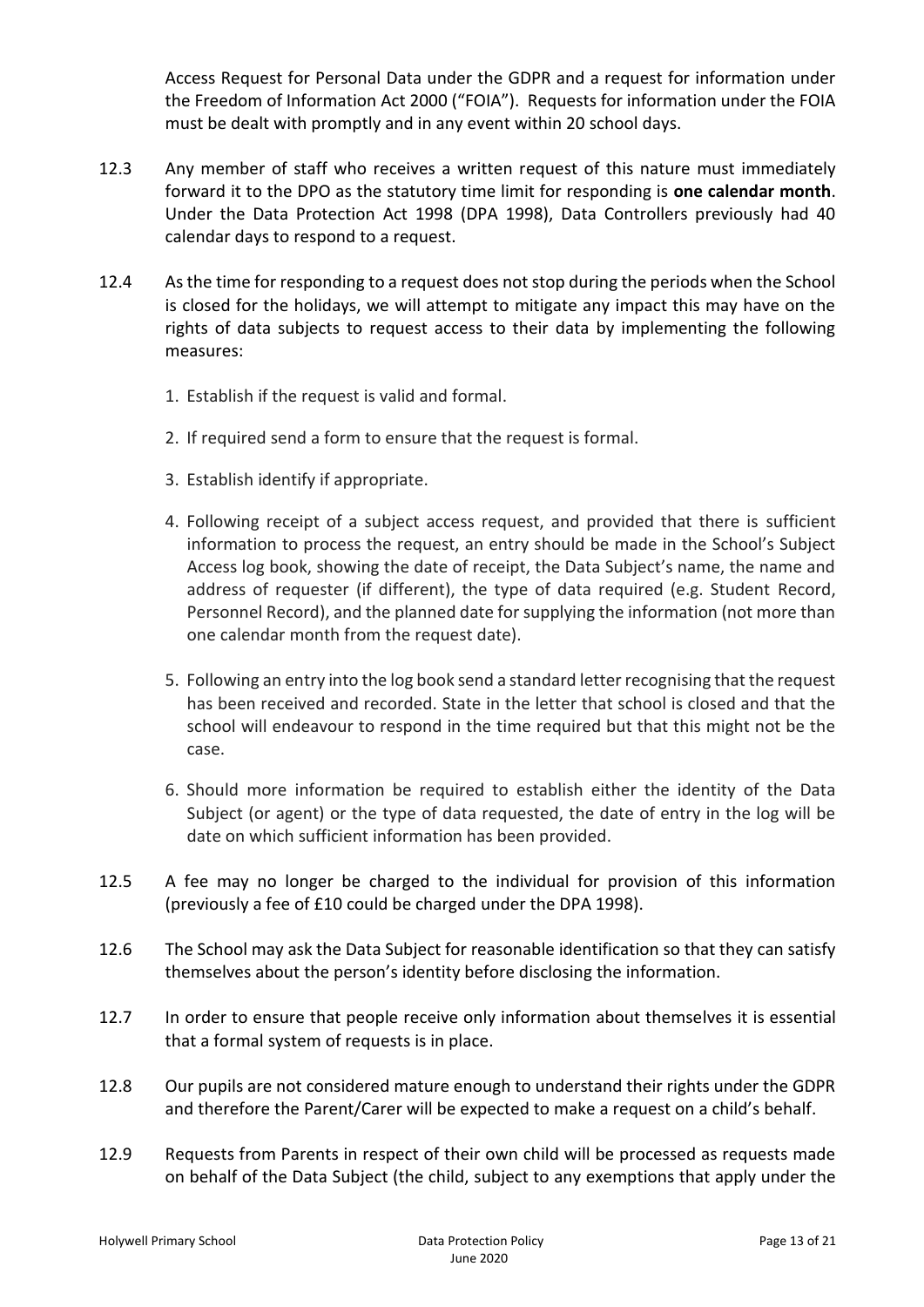Access Request for Personal Data under the GDPR and a request for information under the Freedom of Information Act 2000 ("FOIA"). Requests for information under the FOIA must be dealt with promptly and in any event within 20 school days.

12.3 Any member of staff who receives a written request of this nature must immediately forward it to the DPO as the statutory time limit for responding is **one calendar month**. Under the Data Protection Act 1998 (DPA 1998), Data Controllers previously had 40 calendar days to respond to a request.

12.4 As the time for responding to a request does not stop during the periods when the School is closed for the holidays, we will attempt to mitigate any impact this may have on the rights of data subjects to request access to their data by implementing the following measures:

1. Establish if the request is valid and formal.
2. If required send a form to ensure that the request is formal.
3. Establish identify if appropriate.
4. Following receipt of a subject access request, and provided that there is sufficient information to process the request, an entry should be made in the School's Subject Access log book, showing the date of receipt, the Data Subject's name, the name and address of requester (if different), the type of data required (e.g. Student Record, Personnel Record), and the planned date for supplying the information (not more than one calendar month from the request date).
5. Following an entry into the log book send a standard letter recognising that the request has been received and recorded. State in the letter that school is closed and that the school will endeavour to respond in the time required but that this might not be the case.
6. Should more information be required to establish either the identity of the Data Subject (or agent) or the type of data requested, the date of entry in the log will be date on which sufficient information has been provided.

12.5 A fee may no longer be charged to the individual for provision of this information (previously a fee of £10 could be charged under the DPA 1998).

12.6 The School may ask the Data Subject for reasonable identification so that they can satisfy themselves about the person's identity before disclosing the information.

12.7 In order to ensure that people receive only information about themselves it is essential that a formal system of requests is in place.

12.8 Our pupils are not considered mature enough to understand their rights under the GDPR and therefore the Parent/Carer will be expected to make a request on a child's behalf.

12.9 Requests from Parents in respect of their own child will be processed as requests made on behalf of the Data Subject (the child, subject to any exemptions that apply under the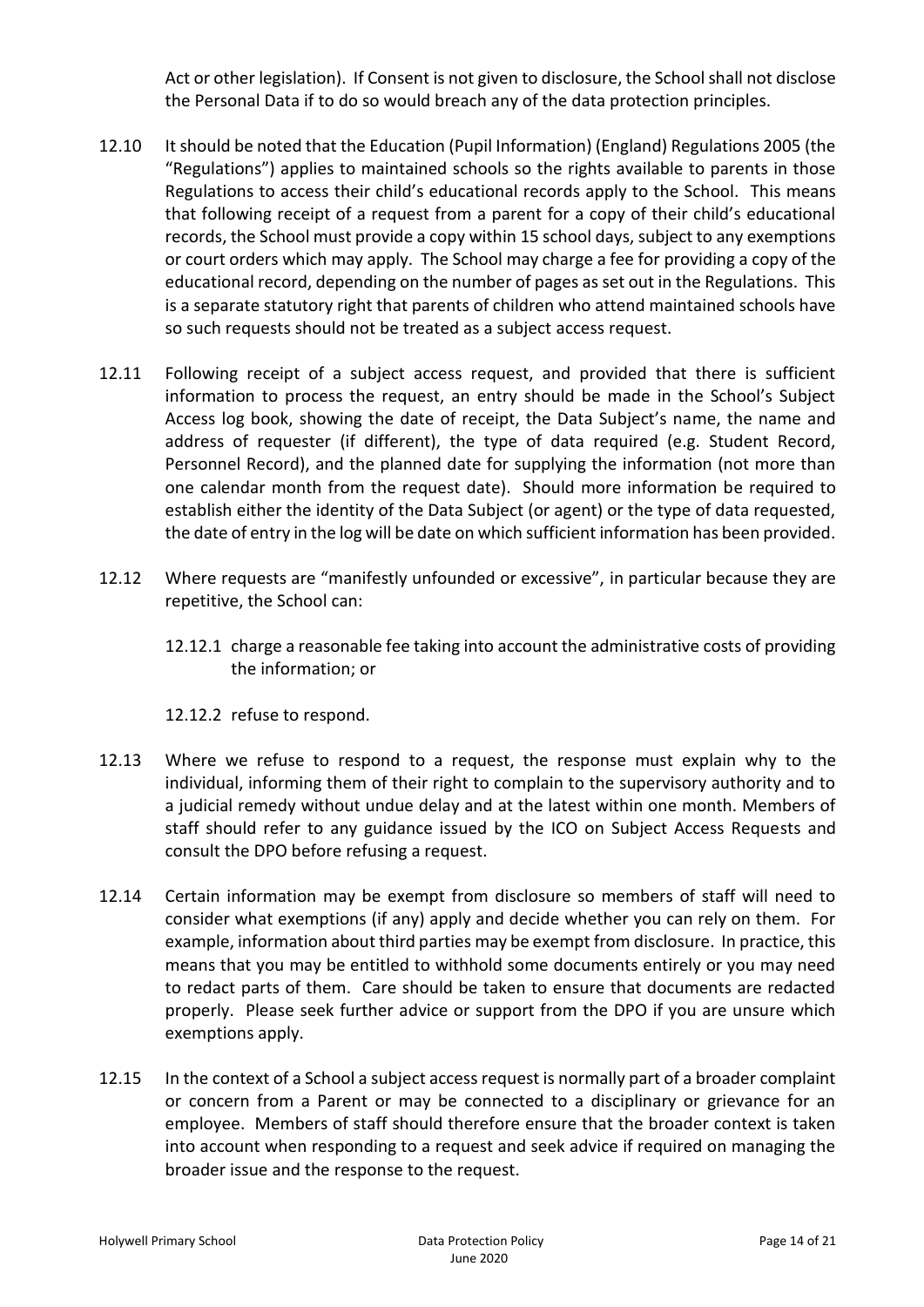Act or other legislation). If Consent is not given to disclosure, the School shall not disclose the Personal Data if to do so would breach any of the data protection principles.

12.10 It should be noted that the Education (Pupil Information) (England) Regulations 2005 (the "Regulations") applies to maintained schools so the rights available to parents in those Regulations to access their child's educational records apply to the School. This means that following receipt of a request from a parent for a copy of their child's educational records, the School must provide a copy within 15 school days, subject to any exemptions or court orders which may apply. The School may charge a fee for providing a copy of the educational record, depending on the number of pages as set out in the Regulations. This is a separate statutory right that parents of children who attend maintained schools have so such requests should not be treated as a subject access request.

12.11 Following receipt of a subject access request, and provided that there is sufficient information to process the request, an entry should be made in the School's Subject Access log book, showing the date of receipt, the Data Subject's name, the name and address of requester (if different), the type of data required (e.g. Student Record, Personnel Record), and the planned date for supplying the information (not more than one calendar month from the request date). Should more information be required to establish either the identity of the Data Subject (or agent) or the type of data requested, the date of entry in the log will be date on which sufficient information has been provided.

12.12 Where requests are "manifestly unfounded or excessive", in particular because they are repetitive, the School can:

12.12.1 charge a reasonable fee taking into account the administrative costs of providing the information; or

12.12.2 refuse to respond.

12.13 Where we refuse to respond to a request, the response must explain why to the individual, informing them of their right to complain to the supervisory authority and to a judicial remedy without undue delay and at the latest within one month. Members of staff should refer to any guidance issued by the ICO on Subject Access Requests and consult the DPO before refusing a request.

12.14 Certain information may be exempt from disclosure so members of staff will need to consider what exemptions (if any) apply and decide whether you can rely on them. For example, information about third parties may be exempt from disclosure. In practice, this means that you may be entitled to withhold some documents entirely or you may need to redact parts of them. Care should be taken to ensure that documents are redacted properly. Please seek further advice or support from the DPO if you are unsure which exemptions apply.

12.15 In the context of a School a subject access request is normally part of a broader complaint or concern from a Parent or may be connected to a disciplinary or grievance for an employee. Members of staff should therefore ensure that the broader context is taken into account when responding to a request and seek advice if required on managing the broader issue and the response to the request.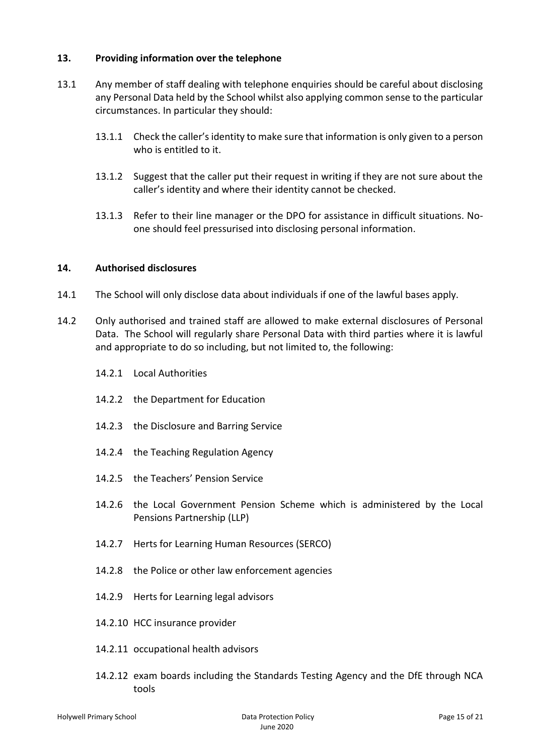## 13. Providing information over the telephone

13.1 Any member of staff dealing with telephone enquiries should be careful about disclosing any Personal Data held by the School whilst also applying common sense to the particular circumstances. In particular they should:

13.1.1 Check the caller's identity to make sure that information is only given to a person who is entitled to it.

13.1.2 Suggest that the caller put their request in writing if they are not sure about the caller's identity and where their identity cannot be checked.

13.1.3 Refer to their line manager or the DPO for assistance in difficult situations. No-one should feel pressurised into disclosing personal information.

## 14. Authorised disclosures

14.1 The School will only disclose data about individuals if one of the lawful bases apply.

14.2 Only authorised and trained staff are allowed to make external disclosures of Personal Data. The School will regularly share Personal Data with third parties where it is lawful and appropriate to do so including, but not limited to, the following:

14.2.1 Local Authorities

14.2.2 the Department for Education

14.2.3 the Disclosure and Barring Service

14.2.4 the Teaching Regulation Agency

14.2.5 the Teachers' Pension Service

14.2.6 the Local Government Pension Scheme which is administered by the Local Pensions Partnership (LLP)

14.2.7 Herts for Learning Human Resources (SERCO)

14.2.8 the Police or other law enforcement agencies

14.2.9 Herts for Learning legal advisors

14.2.10 HCC insurance provider

14.2.11 occupational health advisors

14.2.12 exam boards including the Standards Testing Agency and the DfE through NCA tools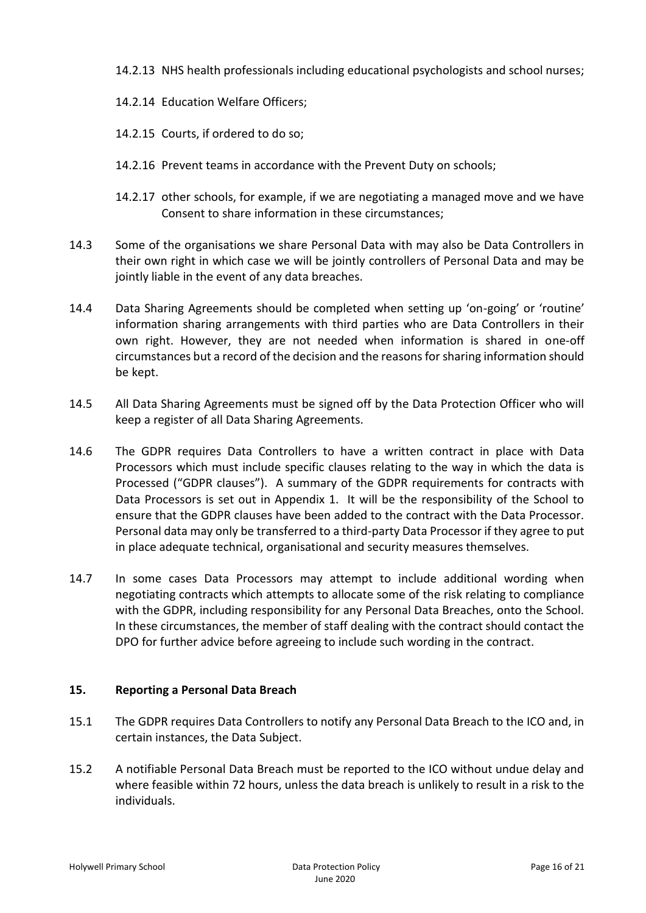14.2.13 NHS health professionals including educational psychologists and school nurses;

14.2.14 Education Welfare Officers;

14.2.15 Courts, if ordered to do so;

14.2.16 Prevent teams in accordance with the Prevent Duty on schools;

14.2.17 other schools, for example, if we are negotiating a managed move and we have Consent to share information in these circumstances;

14.3 Some of the organisations we share Personal Data with may also be Data Controllers in their own right in which case we will be jointly controllers of Personal Data and may be jointly liable in the event of any data breaches.

14.4 Data Sharing Agreements should be completed when setting up 'on-going' or 'routine' information sharing arrangements with third parties who are Data Controllers in their own right. However, they are not needed when information is shared in one-off circumstances but a record of the decision and the reasons for sharing information should be kept.

14.5 All Data Sharing Agreements must be signed off by the Data Protection Officer who will keep a register of all Data Sharing Agreements.

14.6 The GDPR requires Data Controllers to have a written contract in place with Data Processors which must include specific clauses relating to the way in which the data is Processed ("GDPR clauses"). A summary of the GDPR requirements for contracts with Data Processors is set out in Appendix 1. It will be the responsibility of the School to ensure that the GDPR clauses have been added to the contract with the Data Processor. Personal data may only be transferred to a third-party Data Processor if they agree to put in place adequate technical, organisational and security measures themselves.

14.7 In some cases Data Processors may attempt to include additional wording when negotiating contracts which attempts to allocate some of the risk relating to compliance with the GDPR, including responsibility for any Personal Data Breaches, onto the School. In these circumstances, the member of staff dealing with the contract should contact the DPO for further advice before agreeing to include such wording in the contract.

## 15. Reporting a Personal Data Breach

15.1 The GDPR requires Data Controllers to notify any Personal Data Breach to the ICO and, in certain instances, the Data Subject.

15.2 A notifiable Personal Data Breach must be reported to the ICO without undue delay and where feasible within 72 hours, unless the data breach is unlikely to result in a risk to the individuals.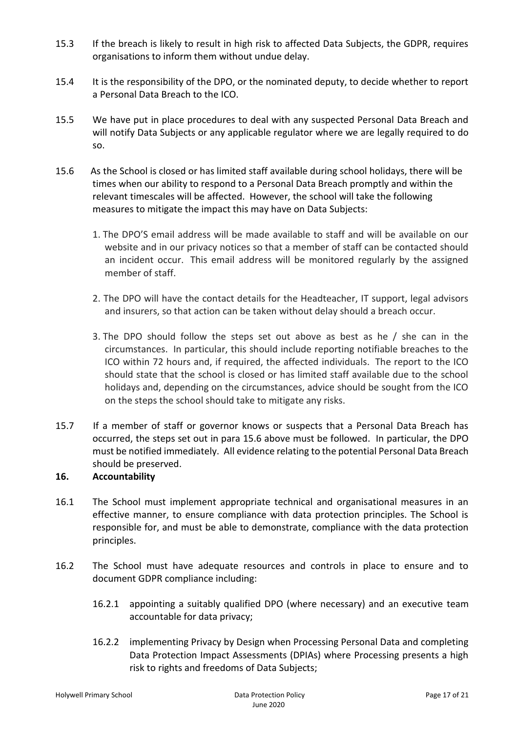15.3 If the breach is likely to result in high risk to affected Data Subjects, the GDPR, requires organisations to inform them without undue delay.

15.4 It is the responsibility of the DPO, or the nominated deputy, to decide whether to report a Personal Data Breach to the ICO.

15.5 We have put in place procedures to deal with any suspected Personal Data Breach and will notify Data Subjects or any applicable regulator where we are legally required to do so.

15.6 As the School is closed or has limited staff available during school holidays, there will be times when our ability to respond to a Personal Data Breach promptly and within the relevant timescales will be affected. However, the school will take the following measures to mitigate the impact this may have on Data Subjects:

1. The DPO'S email address will be made available to staff and will be available on our website and in our privacy notices so that a member of staff can be contacted should an incident occur. This email address will be monitored regularly by the assigned member of staff.

2. The DPO will have the contact details for the Headteacher, IT support, legal advisors and insurers, so that action can be taken without delay should a breach occur.

3. The DPO should follow the steps set out above as best as he / she can in the circumstances. In particular, this should include reporting notifiable breaches to the ICO within 72 hours and, if required, the affected individuals. The report to the ICO should state that the school is closed or has limited staff available due to the school holidays and, depending on the circumstances, advice should be sought from the ICO on the steps the school should take to mitigate any risks.

15.7 If a member of staff or governor knows or suspects that a Personal Data Breach has occurred, the steps set out in para 15.6 above must be followed. In particular, the DPO must be notified immediately. All evidence relating to the potential Personal Data Breach should be preserved.

**16. Accountability**

16.1 The School must implement appropriate technical and organisational measures in an effective manner, to ensure compliance with data protection principles. The School is responsible for, and must be able to demonstrate, compliance with the data protection principles.

16.2 The School must have adequate resources and controls in place to ensure and to document GDPR compliance including:

16.2.1 appointing a suitably qualified DPO (where necessary) and an executive team accountable for data privacy;

16.2.2 implementing Privacy by Design when Processing Personal Data and completing Data Protection Impact Assessments (DPIAs) where Processing presents a high risk to rights and freedoms of Data Subjects;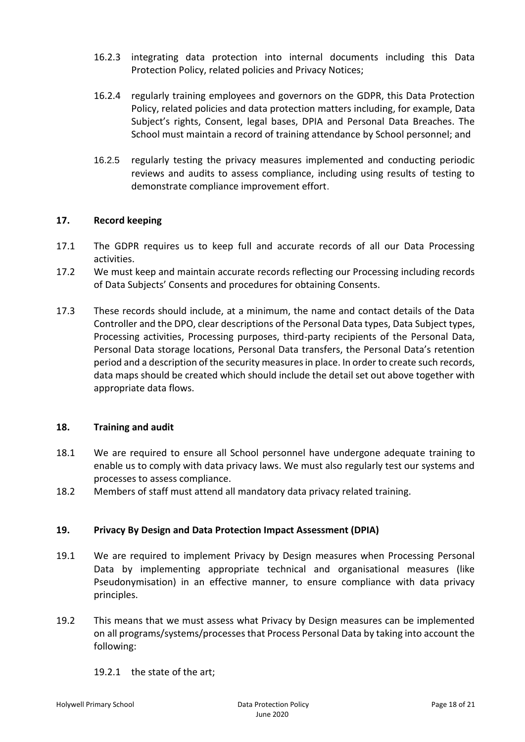16.2.3 integrating data protection into internal documents including this Data Protection Policy, related policies and Privacy Notices;

16.2.4 regularly training employees and governors on the GDPR, this Data Protection Policy, related policies and data protection matters including, for example, Data Subject's rights, Consent, legal bases, DPIA and Personal Data Breaches. The School must maintain a record of training attendance by School personnel; and

16.2.5 regularly testing the privacy measures implemented and conducting periodic reviews and audits to assess compliance, including using results of testing to demonstrate compliance improvement effort.

## 17. Record keeping

17.1 The GDPR requires us to keep full and accurate records of all our Data Processing activities.

17.2 We must keep and maintain accurate records reflecting our Processing including records of Data Subjects' Consents and procedures for obtaining Consents.

17.3 These records should include, at a minimum, the name and contact details of the Data Controller and the DPO, clear descriptions of the Personal Data types, Data Subject types, Processing activities, Processing purposes, third-party recipients of the Personal Data, Personal Data storage locations, Personal Data transfers, the Personal Data's retention period and a description of the security measures in place. In order to create such records, data maps should be created which should include the detail set out above together with appropriate data flows.

## 18. Training and audit

18.1 We are required to ensure all School personnel have undergone adequate training to enable us to comply with data privacy laws. We must also regularly test our systems and processes to assess compliance.

18.2 Members of staff must attend all mandatory data privacy related training.

## 19. Privacy By Design and Data Protection Impact Assessment (DPIA)

19.1 We are required to implement Privacy by Design measures when Processing Personal Data by implementing appropriate technical and organisational measures (like Pseudonymisation) in an effective manner, to ensure compliance with data privacy principles.

19.2 This means that we must assess what Privacy by Design measures can be implemented on all programs/systems/processes that Process Personal Data by taking into account the following:

19.2.1 the state of the art;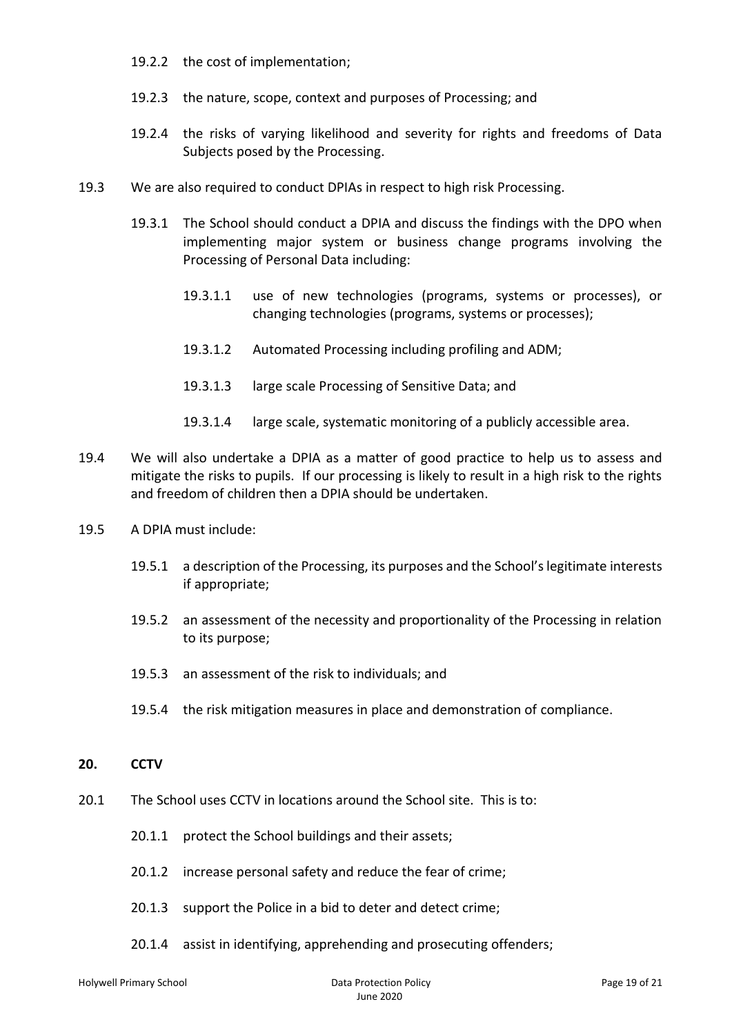19.2.2 the cost of implementation;

19.2.3 the nature, scope, context and purposes of Processing; and

19.2.4 the risks of varying likelihood and severity for rights and freedoms of Data Subjects posed by the Processing.

19.3 We are also required to conduct DPIAs in respect to high risk Processing.

19.3.1 The School should conduct a DPIA and discuss the findings with the DPO when implementing major system or business change programs involving the Processing of Personal Data including:

19.3.1.1 use of new technologies (programs, systems or processes), or changing technologies (programs, systems or processes);

19.3.1.2 Automated Processing including profiling and ADM;

19.3.1.3 large scale Processing of Sensitive Data; and

19.3.1.4 large scale, systematic monitoring of a publicly accessible area.

19.4 We will also undertake a DPIA as a matter of good practice to help us to assess and mitigate the risks to pupils. If our processing is likely to result in a high risk to the rights and freedom of children then a DPIA should be undertaken.

19.5 A DPIA must include:

19.5.1 a description of the Processing, its purposes and the School's legitimate interests if appropriate;

19.5.2 an assessment of the necessity and proportionality of the Processing in relation to its purpose;

19.5.3 an assessment of the risk to individuals; and

19.5.4 the risk mitigation measures in place and demonstration of compliance.

## 20. CCTV

20.1 The School uses CCTV in locations around the School site. This is to:

20.1.1 protect the School buildings and their assets;

20.1.2 increase personal safety and reduce the fear of crime;

20.1.3 support the Police in a bid to deter and detect crime;

20.1.4 assist in identifying, apprehending and prosecuting offenders;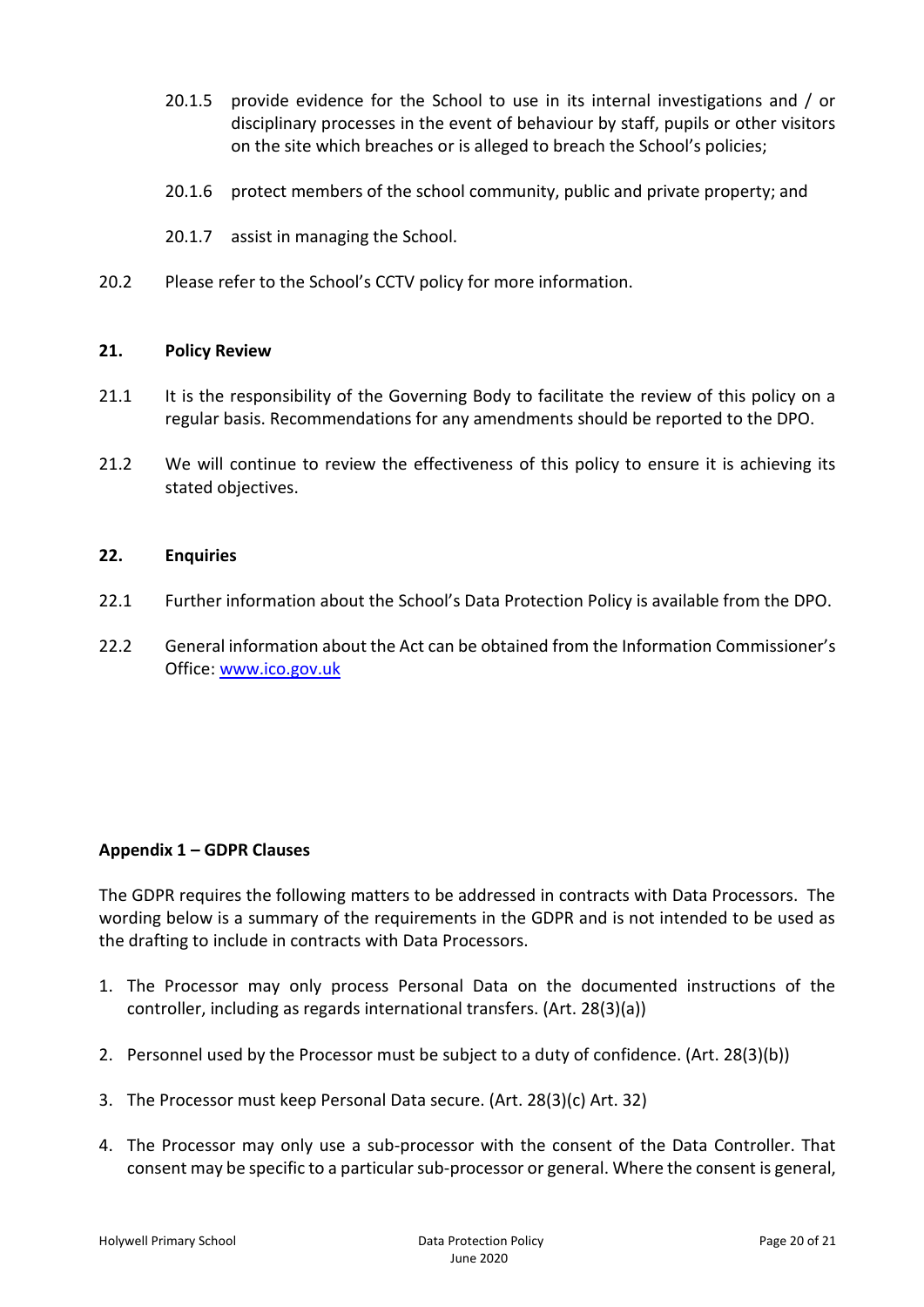20.1.5 provide evidence for the School to use in its internal investigations and / or disciplinary processes in the event of behaviour by staff, pupils or other visitors on the site which breaches or is alleged to breach the School's policies;

20.1.6 protect members of the school community, public and private property; and

20.1.7 assist in managing the School.

20.2 Please refer to the School's CCTV policy for more information.

## 21. Policy Review

21.1 It is the responsibility of the Governing Body to facilitate the review of this policy on a regular basis. Recommendations for any amendments should be reported to the DPO.

21.2 We will continue to review the effectiveness of this policy to ensure it is achieving its stated objectives.

## 22. Enquiries

22.1 Further information about the School's Data Protection Policy is available from the DPO.

22.2 General information about the Act can be obtained from the Information Commissioner's Office: [www.ico.gov.uk](http://www.ico.gov.uk)

## Appendix 1 – GDPR Clauses

The GDPR requires the following matters to be addressed in contracts with Data Processors. The wording below is a summary of the requirements in the GDPR and is not intended to be used as the drafting to include in contracts with Data Processors.

1. The Processor may only process Personal Data on the documented instructions of the controller, including as regards international transfers. (Art. 28(3)(a))
2. Personnel used by the Processor must be subject to a duty of confidence. (Art. 28(3)(b))
3. The Processor must keep Personal Data secure. (Art. 28(3)(c) Art. 32)
4. The Processor may only use a sub-processor with the consent of the Data Controller. That consent may be specific to a particular sub-processor or general. Where the consent is general,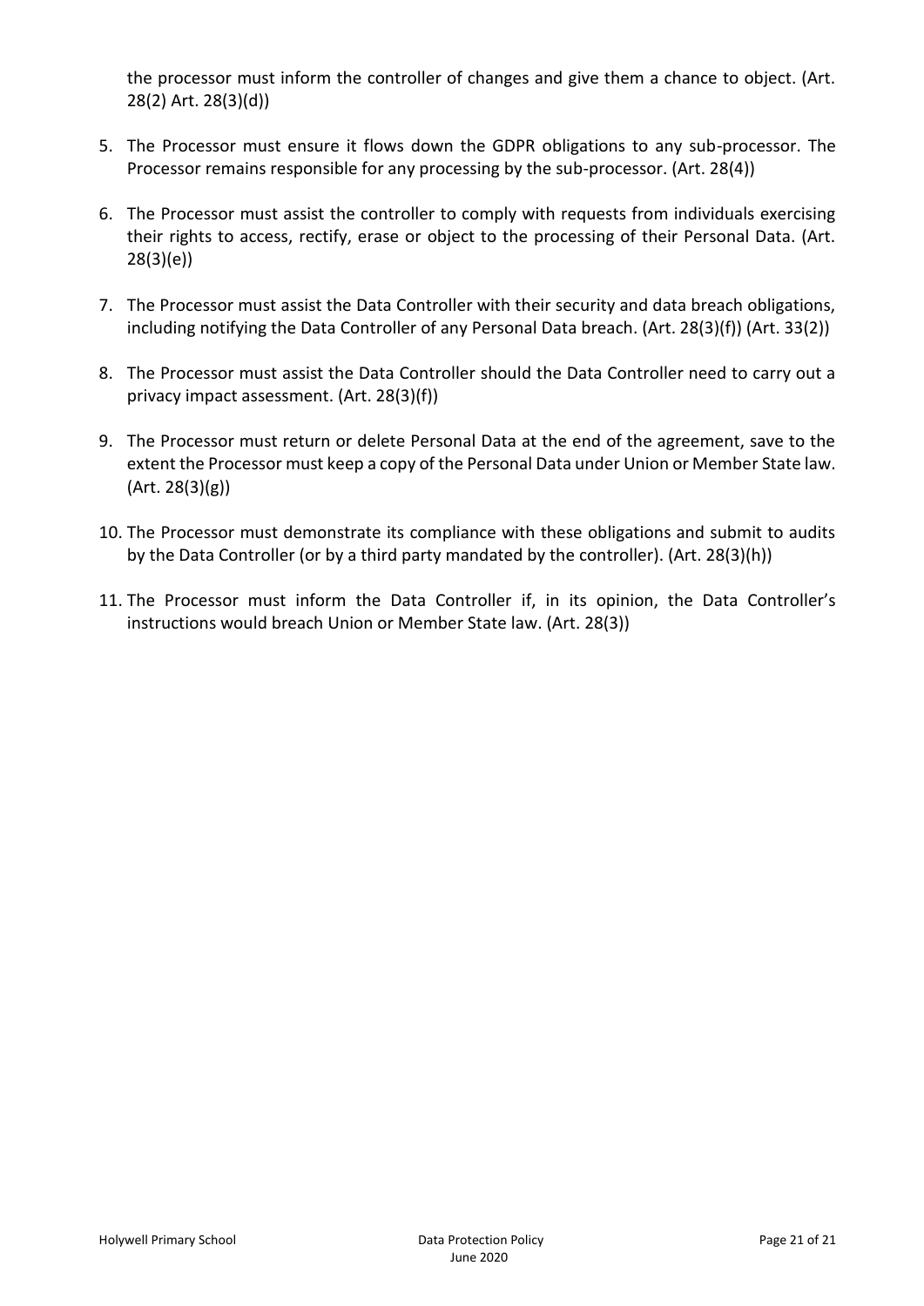the processor must inform the controller of changes and give them a chance to object. (Art. 28(2) Art. 28(3)(d))

5. The Processor must ensure it flows down the GDPR obligations to any sub-processor. The Processor remains responsible for any processing by the sub-processor. (Art. 28(4))

6. The Processor must assist the controller to comply with requests from individuals exercising their rights to access, rectify, erase or object to the processing of their Personal Data. (Art. 28(3)(e))

7. The Processor must assist the Data Controller with their security and data breach obligations, including notifying the Data Controller of any Personal Data breach. (Art. 28(3)(f)) (Art. 33(2))

8. The Processor must assist the Data Controller should the Data Controller need to carry out a privacy impact assessment. (Art. 28(3)(f))

9. The Processor must return or delete Personal Data at the end of the agreement, save to the extent the Processor must keep a copy of the Personal Data under Union or Member State law. (Art. 28(3)(g))

10. The Processor must demonstrate its compliance with these obligations and submit to audits by the Data Controller (or by a third party mandated by the controller). (Art. 28(3)(h))

11. The Processor must inform the Data Controller if, in its opinion, the Data Controller's instructions would breach Union or Member State law. (Art. 28(3))